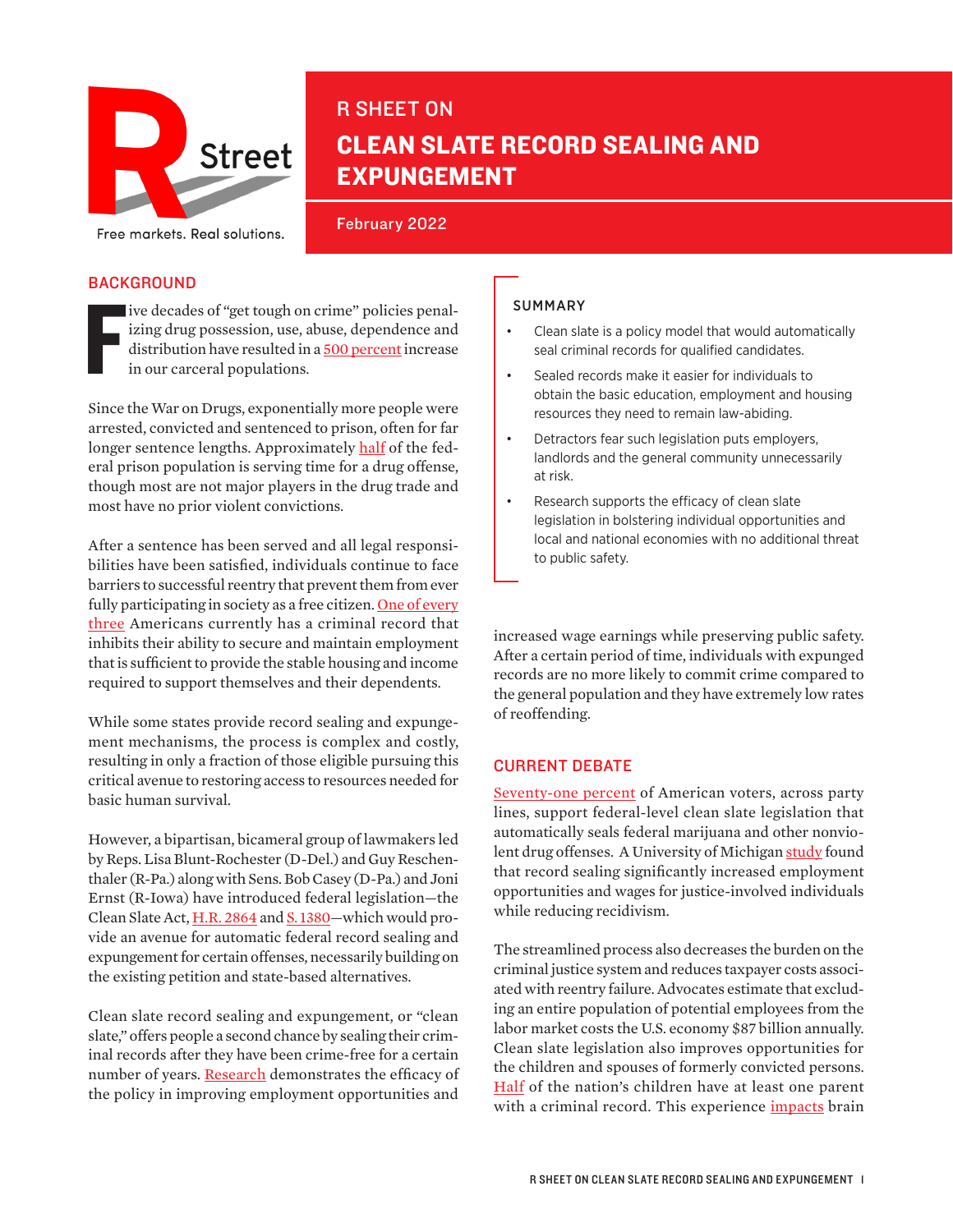R Street

Free markets. Real solutions.

# R SHEET ON CLEAN SLATE RECORD SEALING AND EXPUNGEMENT

February 2022

## BACKGROUND

Five decades of "get tough on crime" policies penalizing drug possession, use, abuse, dependence and distribution have resulted in a 500 percent increase in our carceral populations.

Since the War on Drugs, exponentially more people were arrested, convicted and sentenced to prison, often for far longer sentence lengths. Approximately half of the federal prison population is serving time for a drug offense, though most are not major players in the drug trade and most have no prior violent convictions.

After a sentence has been served and all legal responsibilities have been satisfied, individuals continue to face barriers to successful reentry that prevent them from ever fully participating in society as a free citizen. One of every three Americans currently has a criminal record that inhibits their ability to secure and maintain employment that is sufficient to provide the stable housing and income required to support themselves and their dependents.

While some states provide record sealing and expungement mechanisms, the process is complex and costly, resulting in only a fraction of those eligible pursuing this critical avenue to restoring access to resources needed for basic human survival.

However, a bipartisan, bicameral group of lawmakers led by Reps. Lisa Blunt-Rochester (D-Del.) and Guy Reschenthaler (R-Pa.) along with Sens. Bob Casey (D-Pa.) and Joni Ernst (R-Iowa) have introduced federal legislation—the Clean Slate Act, H.R. 2864 and S. 1380—which would provide an avenue for automatic federal record sealing and expungement for certain offenses, necessarily building on the existing petition and state-based alternatives.

Clean slate record sealing and expungement, or "clean slate," offers people a second chance by sealing their criminal records after they have been crime-free for a certain number of years. Research demonstrates the efficacy of the policy in improving employment opportunities and increased wage earnings while preserving public safety. After a certain period of time, individuals with expunged records are no more likely to commit crime compared to the general population and they have extremely low rates of reoffending.

### SUMMARY

- Clean slate is a policy model that would automatically seal criminal records for qualified candidates.
- Sealed records make it easier for individuals to obtain the basic education, employment and housing resources they need to remain law-abiding.
- Detractors fear such legislation puts employers, landlords and the general community unnecessarily at risk.
- Research supports the efficacy of clean slate legislation in bolstering individual opportunities and local and national economies with no additional threat to public safety.

## CURRENT DEBATE

Seventy-one percent of American voters, across party lines, support federal-level clean slate legislation that automatically seals federal marijuana and other nonviolent drug offenses. A University of Michigan study found that record sealing significantly increased employment opportunities and wages for justice-involved individuals while reducing recidivism.

The streamlined process also decreases the burden on the criminal justice system and reduces taxpayer costs associated with reentry failure. Advocates estimate that excluding an entire population of potential employees from the labor market costs the U.S. economy $87 billion annually. Clean slate legislation also improves opportunities for the children and spouses of formerly convicted persons. Half of the nation's children have at least one parent with a criminal record. This experience impacts brain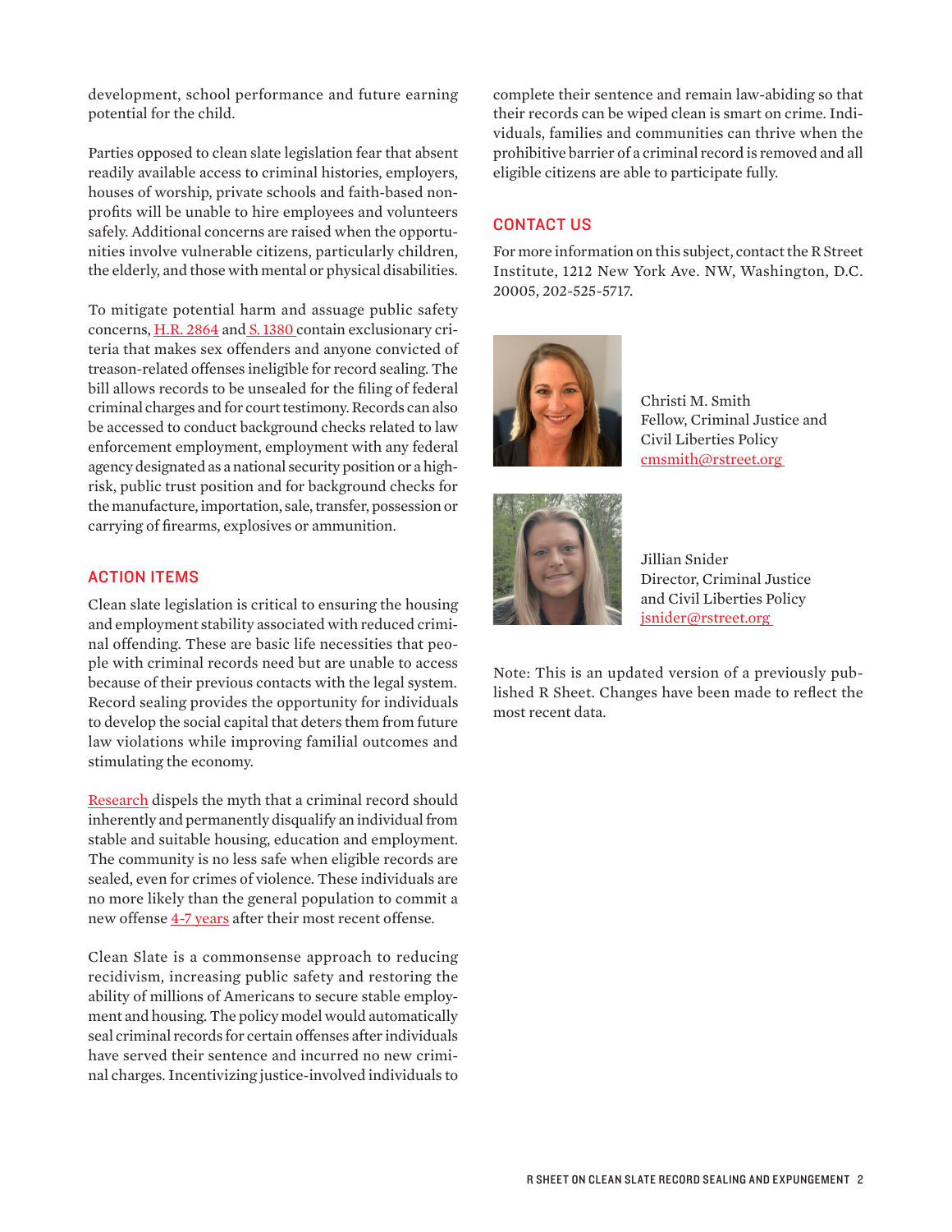development, school performance and future earning potential for the child.

Parties opposed to clean slate legislation fear that absent readily available access to criminal histories, employers, houses of worship, private schools and faith-based nonprofits will be unable to hire employees and volunteers safely. Additional concerns are raised when the opportunities involve vulnerable citizens, particularly children, the elderly, and those with mental or physical disabilities.

To mitigate potential harm and assuage public safety concerns, H.R. 2864 and S. 1380 contain exclusionary criteria that makes sex offenders and anyone convicted of treason-related offenses ineligible for record sealing. The bill allows records to be unsealed for the filing of federal criminal charges and for court testimony. Records can also be accessed to conduct background checks related to law enforcement employment, employment with any federal agency designated as a national security position or a high-risk, public trust position and for background checks for the manufacture, importation, sale, transfer, possession or carrying of firearms, explosives or ammunition.

## ACTION ITEMS

Clean slate legislation is critical to ensuring the housing and employment stability associated with reduced criminal offending. These are basic life necessities that people with criminal records need but are unable to access because of their previous contacts with the legal system. Record sealing provides the opportunity for individuals to develop the social capital that deters them from future law violations while improving familial outcomes and stimulating the economy.

Research dispels the myth that a criminal record should inherently and permanently disqualify an individual from stable and suitable housing, education and employment. The community is no less safe when eligible records are sealed, even for crimes of violence. These individuals are no more likely than the general population to commit a new offense 4-7 years after their most recent offense.

Clean Slate is a commonsense approach to reducing recidivism, increasing public safety and restoring the ability of millions of Americans to secure stable employment and housing. The policy model would automatically seal criminal records for certain offenses after individuals have served their sentence and incurred no new criminal charges. Incentivizing justice-involved individuals to complete their sentence and remain law-abiding so that their records can be wiped clean is smart on crime. Individuals, families and communities can thrive when the prohibitive barrier of a criminal record is removed and all eligible citizens are able to participate fully.

## CONTACT US

For more information on this subject, contact the R Street Institute, 1212 New York Ave. NW, Washington, D.C. 20005, 202-525-5717.

Christi M. Smith
Fellow, Criminal Justice and Civil Liberties Policy
cmsmith@rstreet.org

Jillian Snider
Director, Criminal Justice and Civil Liberties Policy
jsnider@rstreet.org

Note: This is an updated version of a previously published R Sheet. Changes have been made to reflect the most recent data.